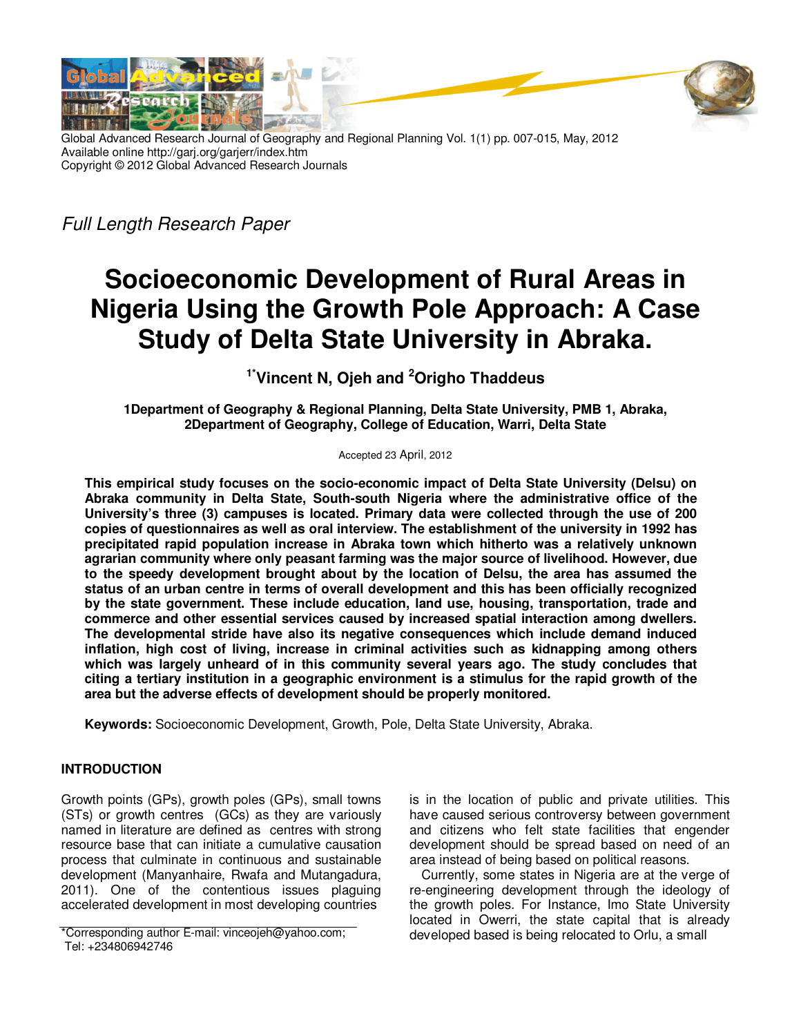Global Advanced Research Journal of Geography and Regional Planning Vol. 1(1) pp. 007-015, May, 2012
Available online http://garj.org/garjerr/index.htm
Copyright © 2012 Global Advanced Research Journals

*Full Length Research Paper*

# Socioeconomic Development of Rural Areas in Nigeria Using the Growth Pole Approach: A Case Study of Delta State University in Abraka.

**[1*]Vincent N, Ojeh and [2]Origho Thaddeus**

**1Department of Geography & Regional Planning, Delta State University, PMB 1, Abraka,**
**2Department of Geography, College of Education, Warri, Delta State**

Accepted 23 April, 2012

**This empirical study focuses on the socio-economic impact of Delta State University (Delsu) on Abraka community in Delta State, South-south Nigeria where the administrative office of the University's three (3) campuses is located. Primary data were collected through the use of 200 copies of questionnaires as well as oral interview. The establishment of the university in 1992 has precipitated rapid population increase in Abraka town which hitherto was a relatively unknown agrarian community where only peasant farming was the major source of livelihood. However, due to the speedy development brought about by the location of Delsu, the area has assumed the status of an urban centre in terms of overall development and this has been officially recognized by the state government. These include education, land use, housing, transportation, trade and commerce and other essential services caused by increased spatial interaction among dwellers. The developmental stride have also its negative consequences which include demand induced inflation, high cost of living, increase in criminal activities such as kidnapping among others which was largely unheard of in this community several years ago. The study concludes that citing a tertiary institution in a geographic environment is a stimulus for the rapid growth of the area but the adverse effects of development should be properly monitored.**

**Keywords:** Socioeconomic Development, Growth, Pole, Delta State University, Abraka.

## INTRODUCTION

Growth points (GPs), growth poles (GPs), small towns (STs) or growth centres (GCs) as they are variously named in literature are defined as centres with strong resource base that can initiate a cumulative causation process that culminate in continuous and sustainable development (Manyanhaire, Rwafa and Mutangadura, 2011). One of the contentious issues plaguing accelerated development in most developing countries is in the location of public and private utilities. This have caused serious controversy between government and citizens who felt state facilities that engender development should be spread based on need of an area instead of being based on political reasons.

Currently, some states in Nigeria are at the verge of re-engineering development through the ideology of the growth poles. For Instance, Imo State University located in Owerri, the state capital that is already developed based is being relocated to Orlu, a small

*Corresponding author E-mail: vinceojeh@yahoo.com; Tel: +234806942746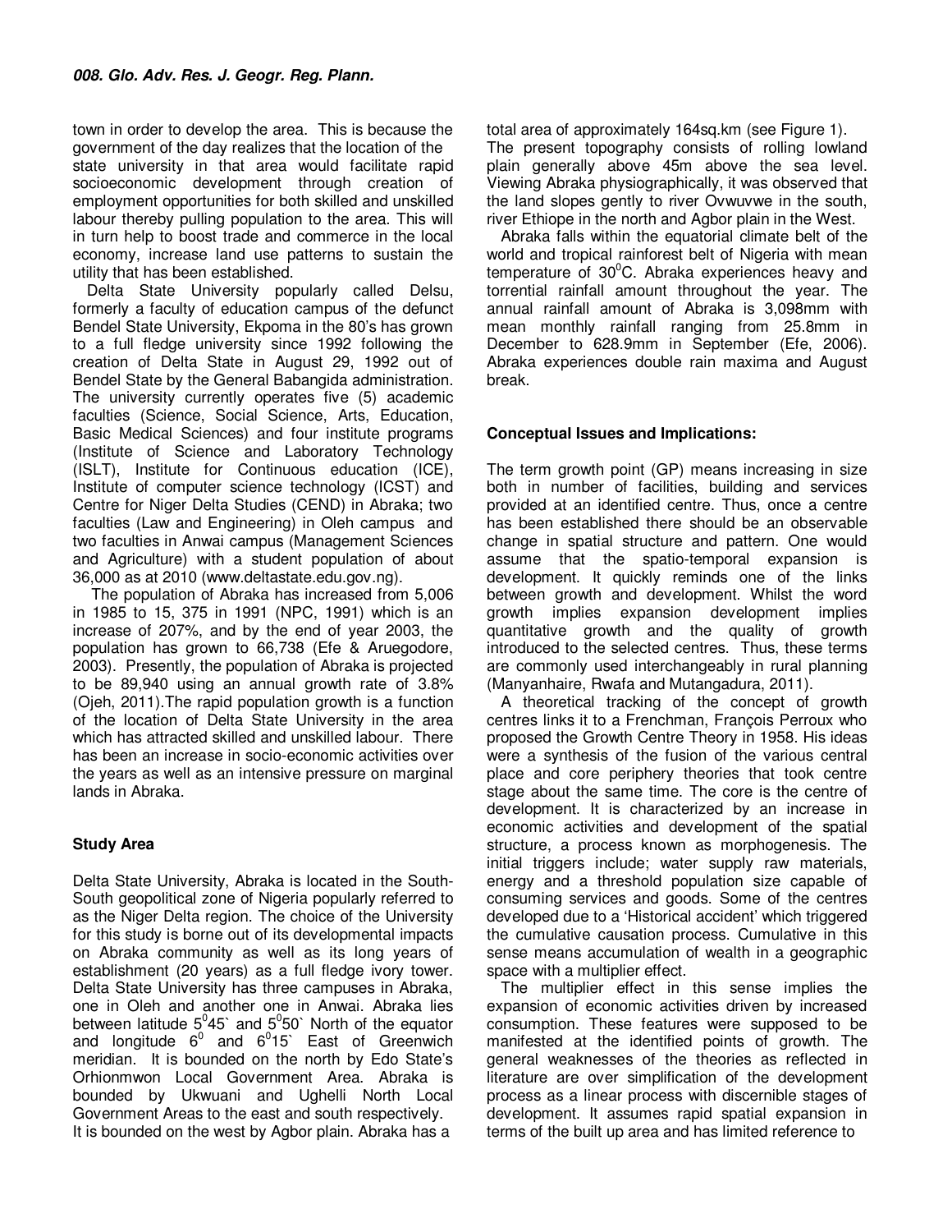town in order to develop the area. This is because the government of the day realizes that the location of the state university in that area would facilitate rapid socioeconomic development through creation of employment opportunities for both skilled and unskilled labour thereby pulling population to the area. This will in turn help to boost trade and commerce in the local economy, increase land use patterns to sustain the utility that has been established.

Delta State University popularly called Delsu, formerly a faculty of education campus of the defunct Bendel State University, Ekpoma in the 80's has grown to a full fledge university since 1992 following the creation of Delta State in August 29, 1992 out of Bendel State by the General Babangida administration. The university currently operates five (5) academic faculties (Science, Social Science, Arts, Education, Basic Medical Sciences) and four institute programs (Institute of Science and Laboratory Technology (ISLT), Institute for Continuous education (ICE), Institute of computer science technology (ICST) and Centre for Niger Delta Studies (CEND) in Abraka; two faculties (Law and Engineering) in Oleh campus and two faculties in Anwai campus (Management Sciences and Agriculture) with a student population of about 36,000 as at 2010 (www.deltastate.edu.gov.ng).

The population of Abraka has increased from 5,006 in 1985 to 15, 375 in 1991 (NPC, 1991) which is an increase of 207%, and by the end of year 2003, the population has grown to 66,738 (Efe & Aruegodore, 2003). Presently, the population of Abraka is projected to be 89,940 using an annual growth rate of 3.8% (Ojeh, 2011).The rapid population growth is a function of the location of Delta State University in the area which has attracted skilled and unskilled labour. There has been an increase in socio-economic activities over the years as well as an intensive pressure on marginal lands in Abraka.

## Study Area

Delta State University, Abraka is located in the South-South geopolitical zone of Nigeria popularly referred to as the Niger Delta region. The choice of the University for this study is borne out of its developmental impacts on Abraka community as well as its long years of establishment (20 years) as a full fledge ivory tower. Delta State University has three campuses in Abraka, one in Oleh and another one in Anwai. Abraka lies between latitude $5^0 45`$ and $5^0 50`$ North of the equator and longitude $6^0$ and $6^0 15`$ East of Greenwich meridian. It is bounded on the north by Edo State's Orhionmwon Local Government Area. Abraka is bounded by Ukwuani and Ughelli North Local Government Areas to the east and south respectively. It is bounded on the west by Agbor plain. Abraka has a total area of approximately 164sq.km (see Figure 1). The present topography consists of rolling lowland plain generally above 45m above the sea level. Viewing Abraka physiographically, it was observed that the land slopes gently to river Ovwuvwe in the south, river Ethiope in the north and Agbor plain in the West.

Abraka falls within the equatorial climate belt of the world and tropical rainforest belt of Nigeria with mean temperature of $30^0$C. Abraka experiences heavy and torrential rainfall amount throughout the year. The annual rainfall amount of Abraka is 3,098mm with mean monthly rainfall ranging from 25.8mm in December to 628.9mm in September (Efe, 2006). Abraka experiences double rain maxima and August break.

## Conceptual Issues and Implications:

The term growth point (GP) means increasing in size both in number of facilities, building and services provided at an identified centre. Thus, once a centre has been established there should be an observable change in spatial structure and pattern. One would assume that the spatio-temporal expansion is development. It quickly reminds one of the links between growth and development. Whilst the word growth implies expansion development implies quantitative growth and the quality of growth introduced to the selected centres. Thus, these terms are commonly used interchangeably in rural planning (Manyanhaire, Rwafa and Mutangadura, 2011).

A theoretical tracking of the concept of growth centres links it to a Frenchman, François Perroux who proposed the Growth Centre Theory in 1958. His ideas were a synthesis of the fusion of the various central place and core periphery theories that took centre stage about the same time. The core is the centre of development. It is characterized by an increase in economic activities and development of the spatial structure, a process known as morphogenesis. The initial triggers include; water supply raw materials, energy and a threshold population size capable of consuming services and goods. Some of the centres developed due to a 'Historical accident' which triggered the cumulative causation process. Cumulative in this sense means accumulation of wealth in a geographic space with a multiplier effect.

The multiplier effect in this sense implies the expansion of economic activities driven by increased consumption. These features were supposed to be manifested at the identified points of growth. The general weaknesses of the theories as reflected in literature are over simplification of the development process as a linear process with discernible stages of development. It assumes rapid spatial expansion in terms of the built up area and has limited reference to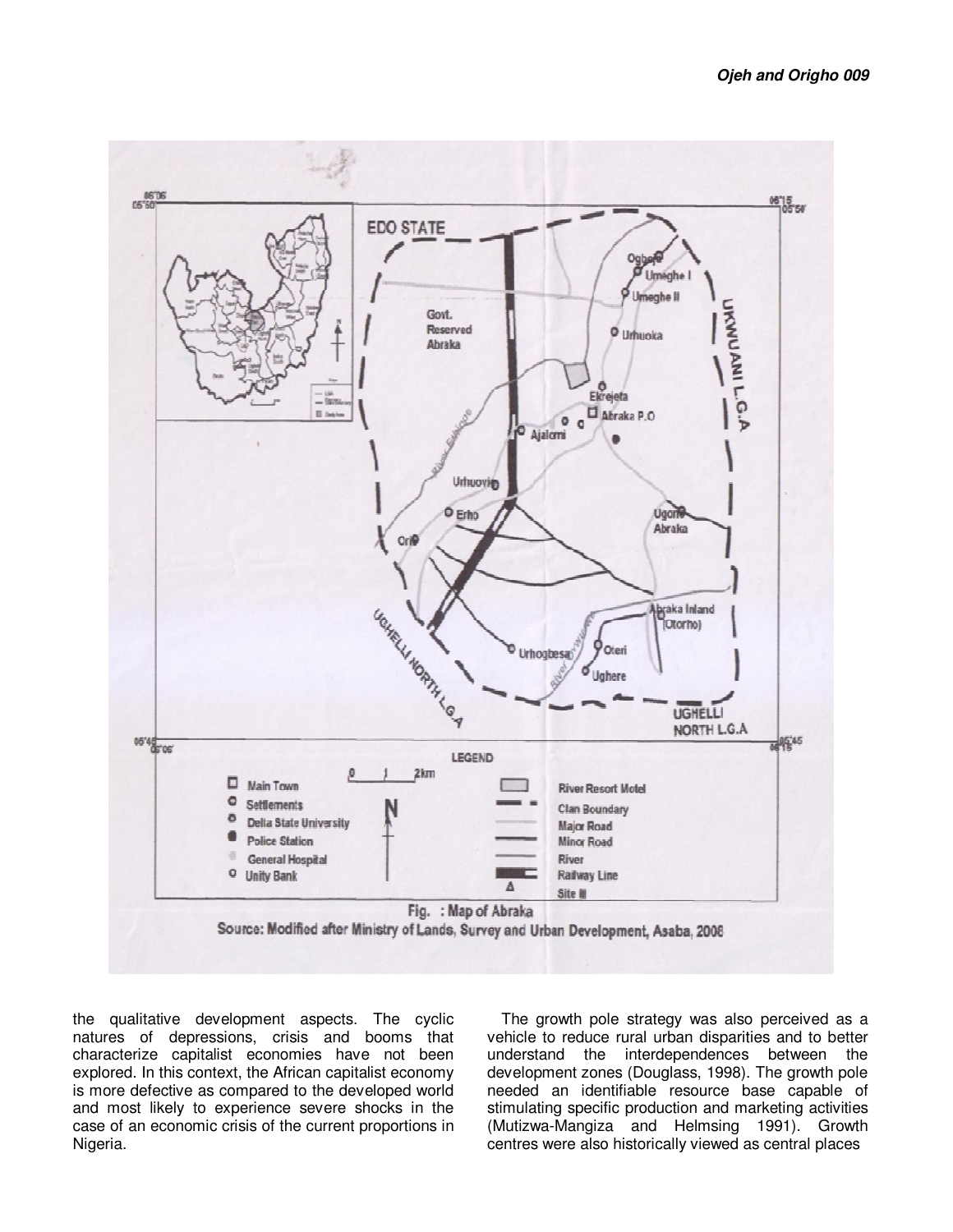Fig. : Map of Abraka

Source: Modified after Ministry of Lands, Survey and Urban Development, Asaba, 2006

the qualitative development aspects. The cyclic natures of depressions, crisis and booms that characterize capitalist economies have not been explored. In this context, the African capitalist economy is more defective as compared to the developed world and most likely to experience severe shocks in the case of an economic crisis of the current proportions in Nigeria.

The growth pole strategy was also perceived as a vehicle to reduce rural urban disparities and to better understand the interdependences between the development zones (Douglass, 1998). The growth pole needed an identifiable resource base capable of stimulating specific production and marketing activities (Mutizwa-Mangiza and Helmsing 1991). Growth centres were also historically viewed as central places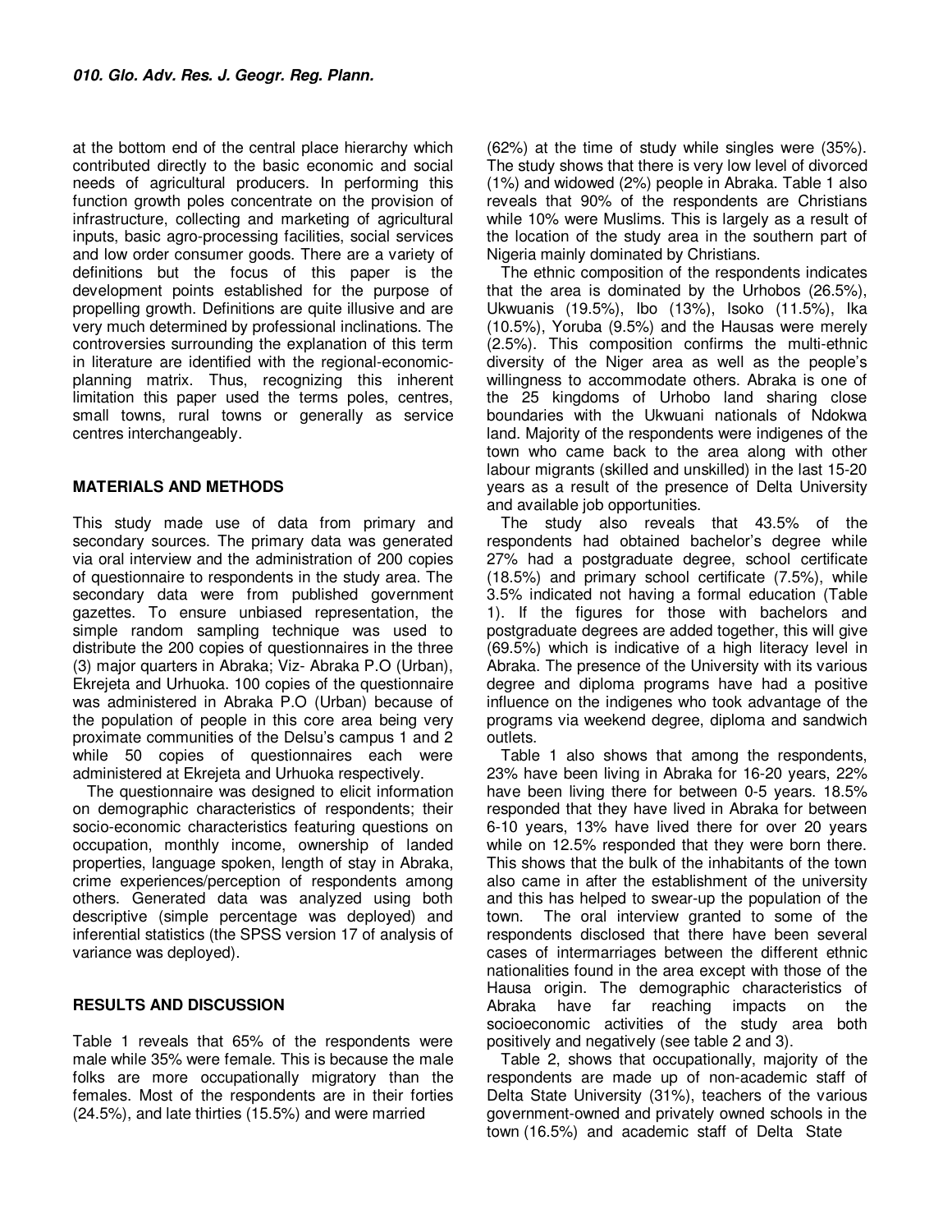at the bottom end of the central place hierarchy which contributed directly to the basic economic and social needs of agricultural producers. In performing this function growth poles concentrate on the provision of infrastructure, collecting and marketing of agricultural inputs, basic agro-processing facilities, social services and low order consumer goods. There are a variety of definitions but the focus of this paper is the development points established for the purpose of propelling growth. Definitions are quite illusive and are very much determined by professional inclinations. The controversies surrounding the explanation of this term in literature are identified with the regional-economic-planning matrix. Thus, recognizing this inherent limitation this paper used the terms poles, centres, small towns, rural towns or generally as service centres interchangeably.

## MATERIALS AND METHODS

This study made use of data from primary and secondary sources. The primary data was generated via oral interview and the administration of 200 copies of questionnaire to respondents in the study area. The secondary data were from published government gazettes. To ensure unbiased representation, the simple random sampling technique was used to distribute the 200 copies of questionnaires in the three (3) major quarters in Abraka; Viz- Abraka P.O (Urban), Ekrejeta and Urhuoka. 100 copies of the questionnaire was administered in Abraka P.O (Urban) because of the population of people in this core area being very proximate communities of the Delsu's campus 1 and 2 while 50 copies of questionnaires each were administered at Ekrejeta and Urhuoka respectively.

The questionnaire was designed to elicit information on demographic characteristics of respondents; their socio-economic characteristics featuring questions on occupation, monthly income, ownership of landed properties, language spoken, length of stay in Abraka, crime experiences/perception of respondents among others. Generated data was analyzed using both descriptive (simple percentage was deployed) and inferential statistics (the SPSS version 17 of analysis of variance was deployed).

## RESULTS AND DISCUSSION

Table 1 reveals that 65% of the respondents were male while 35% were female. This is because the male folks are more occupationally migratory than the females. Most of the respondents are in their forties (24.5%), and late thirties (15.5%) and were married (62%) at the time of study while singles were (35%). The study shows that there is very low level of divorced (1%) and widowed (2%) people in Abraka. Table 1 also reveals that 90% of the respondents are Christians while 10% were Muslims. This is largely as a result of the location of the study area in the southern part of Nigeria mainly dominated by Christians.

The ethnic composition of the respondents indicates that the area is dominated by the Urhobos (26.5%), Ukwuanis (19.5%), Ibo (13%), Isoko (11.5%), Ika (10.5%), Yoruba (9.5%) and the Hausas were merely (2.5%). This composition confirms the multi-ethnic diversity of the Niger area as well as the people's willingness to accommodate others. Abraka is one of the 25 kingdoms of Urhobo land sharing close boundaries with the Ukwuani nationals of Ndokwa land. Majority of the respondents were indigenes of the town who came back to the area along with other labour migrants (skilled and unskilled) in the last 15-20 years as a result of the presence of Delta University and available job opportunities.

The study also reveals that 43.5% of the respondents had obtained bachelor's degree while 27% had a postgraduate degree, school certificate (18.5%) and primary school certificate (7.5%), while 3.5% indicated not having a formal education (Table 1). If the figures for those with bachelors and postgraduate degrees are added together, this will give (69.5%) which is indicative of a high literacy level in Abraka. The presence of the University with its various degree and diploma programs have had a positive influence on the indigenes who took advantage of the programs via weekend degree, diploma and sandwich outlets.

Table 1 also shows that among the respondents, 23% have been living in Abraka for 16-20 years, 22% have been living there for between 0-5 years. 18.5% responded that they have lived in Abraka for between 6-10 years, 13% have lived there for over 20 years while on 12.5% responded that they were born there. This shows that the bulk of the inhabitants of the town also came in after the establishment of the university and this has helped to swear-up the population of the town. The oral interview granted to some of the respondents disclosed that there have been several cases of intermarriages between the different ethnic nationalities found in the area except with those of the Hausa origin. The demographic characteristics of Abraka have far reaching impacts on the socioeconomic activities of the study area both positively and negatively (see table 2 and 3).

Table 2, shows that occupationally, majority of the respondents are made up of non-academic staff of Delta State University (31%), teachers of the various government-owned and privately owned schools in the town (16.5%) and academic staff of Delta State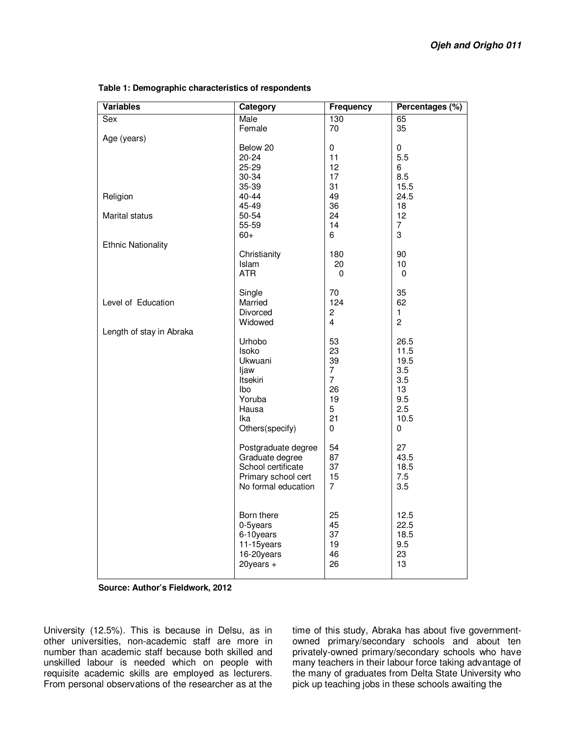**Table 1: Demographic characteristics of respondents**

| Variables | Category | Frequency | Percentages (%) |
|---|---|---|---|
| Sex | Male | 130 | 65 |
| | Female | 70 | 35 |
| Age (years) | | | |
| | Below 20 | 0 | 0 |
| | 20-24 | 11 | 5.5 |
| | 25-29 | 12 | 6 |
| | 30-34 | 17 | 8.5 |
| | 35-39 | 31 | 15.5 |
| Religion | 40-44 | 49 | 24.5 |
| | 45-49 | 36 | 18 |
| Marital status | 50-54 | 24 | 12 |
| | 55-59 | 14 | 7 |
| | 60+ | 6 | 3 |
| Ethnic Nationality | | | |
| | Christianity | 180 | 90 |
| | Islam | 20 | 10 |
| | ATR | 0 | 0 |
| | Single | 70 | 35 |
| Level of Education | Married | 124 | 62 |
| | Divorced | 2 | 1 |
| | Widowed | 4 | 2 |
| Length of stay in Abraka | | | |
| | Urhobo | 53 | 26.5 |
| | Isoko | 23 | 11.5 |
| | Ukwuani | 39 | 19.5 |
| | Ijaw | 7 | 3.5 |
| | Itsekiri | 7 | 3.5 |
| | Ibo | 26 | 13 |
| | Yoruba | 19 | 9.5 |
| | Hausa | 5 | 2.5 |
| | Ika | 21 | 10.5 |
| | Others(specify) | 0 | 0 |
| | Postgraduate degree | 54 | 27 |
| | Graduate degree | 87 | 43.5 |
| | School certificate | 37 | 18.5 |
| | Primary school cert | 15 | 7.5 |
| | No formal education | 7 | 3.5 |
| | Born there | 25 | 12.5 |
| | 0-5years | 45 | 22.5 |
| | 6-10years | 37 | 18.5 |
| | 11-15years | 19 | 9.5 |
| | 16-20years | 46 | 23 |
| | 20years + | 26 | 13 |

**Source: Author's Fieldwork, 2012**

University (12.5%). This is because in Delsu, as in other universities, non-academic staff are more in number than academic staff because both skilled and unskilled labour is needed which on people with requisite academic skills are employed as lecturers. From personal observations of the researcher as at the time of this study, Abraka has about five government-owned primary/secondary schools and about ten privately-owned primary/secondary schools who have many teachers in their labour force taking advantage of the many of graduates from Delta State University who pick up teaching jobs in these schools awaiting the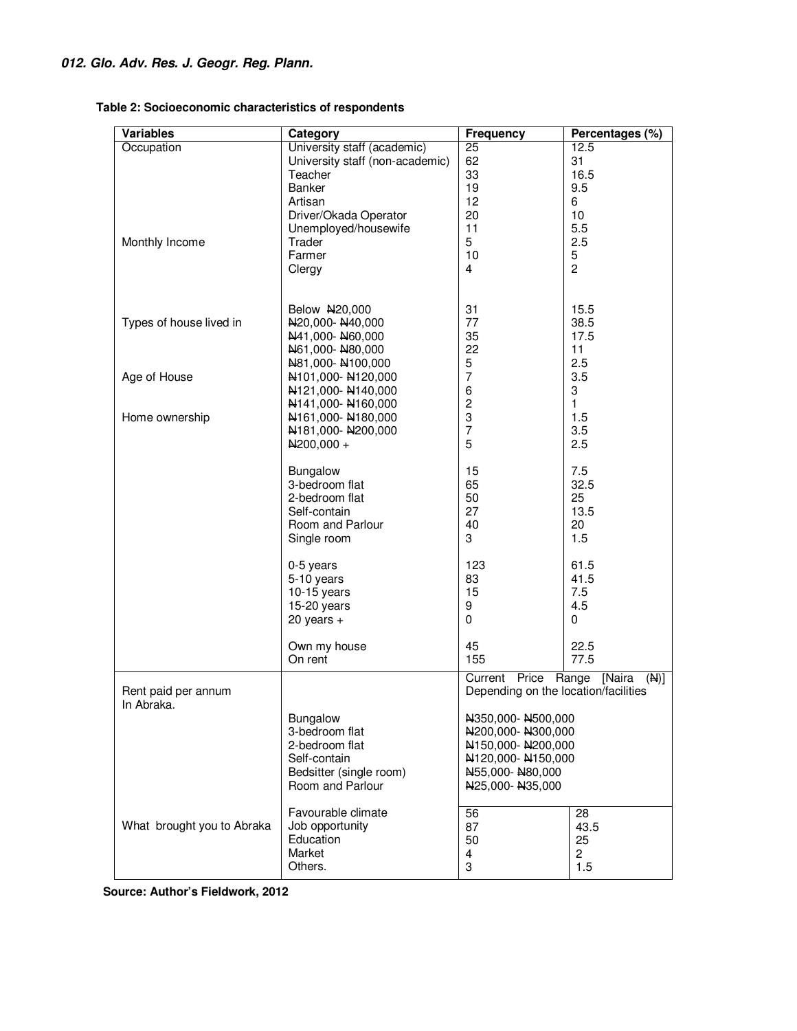**Table 2: Socioeconomic characteristics of respondents**

| Variables | Category | Frequency | Percentages (%) |
|---|---|---|---|
| Occupation | University staff (academic) | 25 | 12.5 |
| | University staff (non-academic) | 62 | 31 |
| | Teacher | 33 | 16.5 |
| | Banker | 19 | 9.5 |
| | Artisan | 12 | 6 |
| | Driver/Okada Operator | 20 | 10 |
| | Unemployed/housewife | 11 | 5.5 |
| Monthly Income | Trader | 5 | 2.5 |
| | Farmer | 10 | 5 |
| | Clergy | 4 | 2 |
| | Below ₦20,000 | 31 | 15.5 |
| Types of house lived in | ₦20,000- ₦40,000 | 77 | 38.5 |
| | ₦41,000- ₦60,000 | 35 | 17.5 |
| | ₦61,000- ₦80,000 | 22 | 11 |
| | ₦81,000- ₦100,000 | 5 | 2.5 |
| Age of House | ₦101,000- ₦120,000 | 7 | 3.5 |
| | ₦121,000- ₦140,000 | 6 | 3 |
| | ₦141,000- ₦160,000 | 2 | 1 |
| Home ownership | ₦161,000- ₦180,000 | 3 | 1.5 |
| | ₦181,000- ₦200,000 | 7 | 3.5 |
| | ₦200,000 + | 5 | 2.5 |
| | Bungalow | 15 | 7.5 |
| | 3-bedroom flat | 65 | 32.5 |
| | 2-bedroom flat | 50 | 25 |
| | Self-contain | 27 | 13.5 |
| | Room and Parlour | 40 | 20 |
| | Single room | 3 | 1.5 |
| | 0-5 years | 123 | 61.5 |
| | 5-10 years | 83 | 41.5 |
| | 10-15 years | 15 | 7.5 |
| | 15-20 years | 9 | 4.5 |
| | 20 years + | 0 | 0 |
| | Own my house | 45 | 22.5 |
| | On rent | 155 | 77.5 |
| Rent paid per annum In Abraka. | | Current Price Range [Naira (₦)] Depending on the location/facilities | |
| | Bungalow | ₦350,000- ₦500,000 | |
| | 3-bedroom flat | ₦200,000- ₦300,000 | |
| | 2-bedroom flat | ₦150,000- ₦200,000 | |
| | Self-contain | ₦120,000- ₦150,000 | |
| | Bedsitter (single room) | ₦55,000- ₦80,000 | |
| | Room and Parlour | ₦25,000- ₦35,000 | |
| What brought you to Abraka | Favourable climate | 56 | 28 |
| | Job opportunity | 87 | 43.5 |
| | Education | 50 | 25 |
| | Market | 4 | 2 |
| | Others. | 3 | 1.5 |

**Source: Author's Fieldwork, 2012**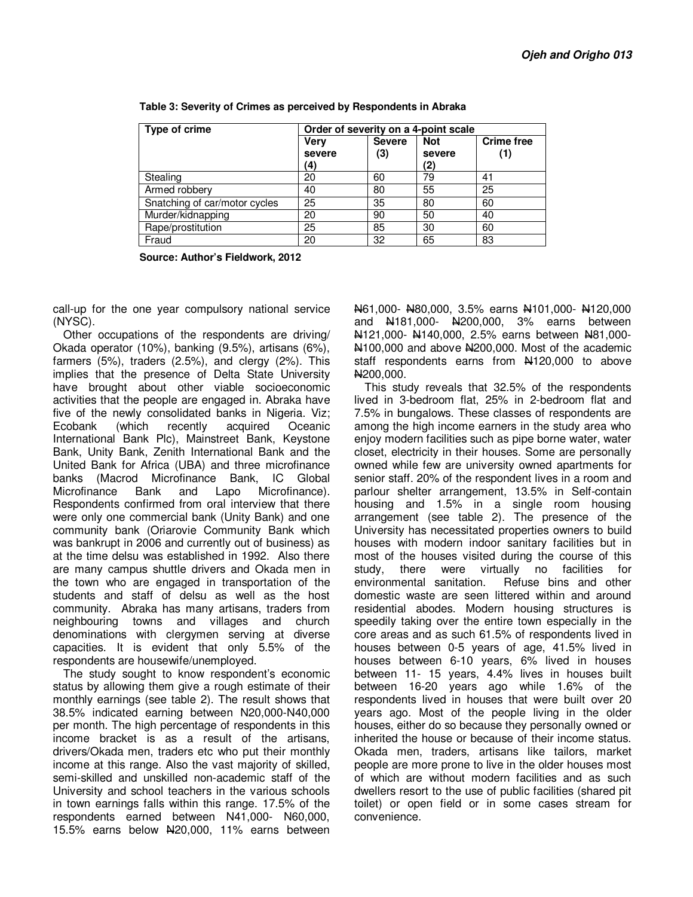**Table 3: Severity of Crimes as perceived by Respondents in Abraka**

| Type of crime | Order of severity on a 4-point scale | | | |
|---|---|---|---|---|
| | Very severe (4) | Severe (3) | Not severe (2) | Crime free (1) |
| Stealing | 20 | 60 | 79 | 41 |
| Armed robbery | 40 | 80 | 55 | 25 |
| Snatching of car/motor cycles | 25 | 35 | 80 | 60 |
| Murder/kidnapping | 20 | 90 | 50 | 40 |
| Rape/prostitution | 25 | 85 | 30 | 60 |
| Fraud | 20 | 32 | 65 | 83 |

**Source: Author's Fieldwork, 2012**

call-up for the one year compulsory national service (NYSC).

Other occupations of the respondents are driving/ Okada operator (10%), banking (9.5%), artisans (6%), farmers (5%), traders (2.5%), and clergy (2%). This implies that the presence of Delta State University have brought about other viable socioeconomic activities that the people are engaged in. Abraka have five of the newly consolidated banks in Nigeria. Viz; Ecobank (which recently acquired Oceanic International Bank Plc), Mainstreet Bank, Keystone Bank, Unity Bank, Zenith International Bank and the United Bank for Africa (UBA) and three microfinance banks (Macrod Microfinance Bank, IC Global Microfinance Bank and Lapo Microfinance). Respondents confirmed from oral interview that there were only one commercial bank (Unity Bank) and one community bank (Oriarovie Community Bank which was bankrupt in 2006 and currently out of business) as at the time delsu was established in 1992. Also there are many campus shuttle drivers and Okada men in the town who are engaged in transportation of the students and staff of delsu as well as the host community. Abraka has many artisans, traders from neighbouring towns and villages and church denominations with clergymen serving at diverse capacities. It is evident that only 5.5% of the respondents are housewife/unemployed.

The study sought to know respondent's economic status by allowing them give a rough estimate of their monthly earnings (see table 2). The result shows that 38.5% indicated earning between N20,000-N40,000 per month. The high percentage of respondents in this income bracket is as a result of the artisans, drivers/Okada men, traders etc who put their monthly income at this range. Also the vast majority of skilled, semi-skilled and unskilled non-academic staff of the University and school teachers in the various schools in town earnings falls within this range. 17.5% of the respondents earned between N41,000- N60,000, 15.5% earns below ₦20,000, 11% earns between ₦61,000- ₦80,000, 3.5% earns ₦101,000- ₦120,000 and ₦181,000- ₦200,000, 3% earns between ₦121,000- ₦140,000, 2.5% earns between ₦81,000- ₦100,000 and above ₦200,000. Most of the academic staff respondents earns from ₦120,000 to above ₦200,000.

This study reveals that 32.5% of the respondents lived in 3-bedroom flat, 25% in 2-bedroom flat and 7.5% in bungalows. These classes of respondents are among the high income earners in the study area who enjoy modern facilities such as pipe borne water, water closet, electricity in their houses. Some are personally owned while few are university owned apartments for senior staff. 20% of the respondent lives in a room and parlour shelter arrangement, 13.5% in Self-contain housing and 1.5% in a single room housing arrangement (see table 2). The presence of the University has necessitated properties owners to build houses with modern indoor sanitary facilities but in most of the houses visited during the course of this study, there were virtually no facilities for environmental sanitation. Refuse bins and other domestic waste are seen littered within and around residential abodes. Modern housing structures is speedily taking over the entire town especially in the core areas and as such 61.5% of respondents lived in houses between 0-5 years of age, 41.5% lived in houses between 6-10 years, 6% lived in houses between 11- 15 years, 4.4% lives in houses built between 16-20 years ago while 1.6% of the respondents lived in houses that were built over 20 years ago. Most of the people living in the older houses, either do so because they personally owned or inherited the house or because of their income status. Okada men, traders, artisans like tailors, market people are more prone to live in the older houses most of which are without modern facilities and as such dwellers resort to the use of public facilities (shared pit toilet) or open field or in some cases stream for convenience.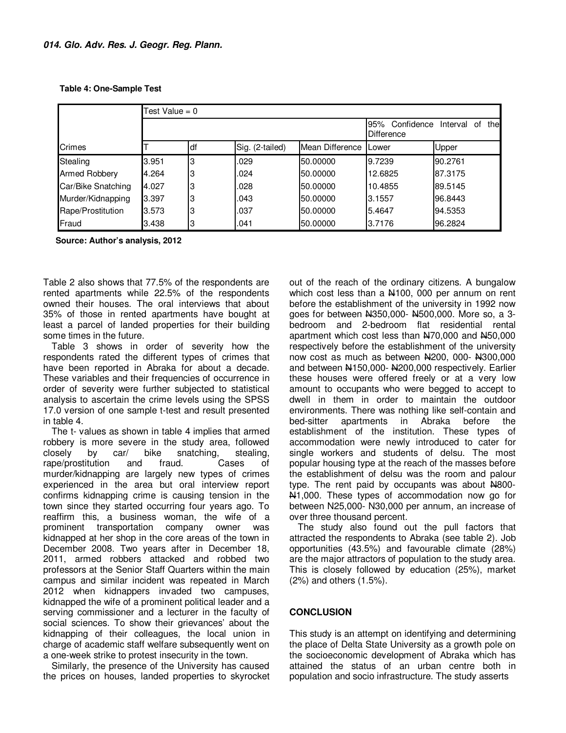**Table 4: One-Sample Test**

| Crimes | Test Value = 0 | | | | | |
|---|---|---|---|---|---|---|
| | | | | | 95% Confidence Interval of the Difference | |
| | T | df | Sig. (2-tailed) | Mean Difference | Lower | Upper |
| Stealing | 3.951 | 3 | .029 | 50.00000 | 9.7239 | 90.2761 |
| Armed Robbery | 4.264 | 3 | .024 | 50.00000 | 12.6825 | 87.3175 |
| Car/Bike Snatching | 4.027 | 3 | .028 | 50.00000 | 10.4855 | 89.5145 |
| Murder/Kidnapping | 3.397 | 3 | .043 | 50.00000 | 3.1557 | 96.8443 |
| Rape/Prostitution | 3.573 | 3 | .037 | 50.00000 | 5.4647 | 94.5353 |
| Fraud | 3.438 | 3 | .041 | 50.00000 | 3.7176 | 96.2824 |

**Source: Author's analysis, 2012**

Table 2 also shows that 77.5% of the respondents are rented apartments while 22.5% of the respondents owned their houses. The oral interviews that about 35% of those in rented apartments have bought at least a parcel of landed properties for their building some times in the future.

Table 3 shows in order of severity how the respondents rated the different types of crimes that have been reported in Abraka for about a decade. These variables and their frequencies of occurrence in order of severity were further subjected to statistical analysis to ascertain the crime levels using the SPSS 17.0 version of one sample t-test and result presented in table 4.

The t- values as shown in table 4 implies that armed robbery is more severe in the study area, followed closely by car/ bike snatching, stealing, rape/prostitution and fraud. Cases of murder/kidnapping are largely new types of crimes experienced in the area but oral interview report confirms kidnapping crime is causing tension in the town since they started occurring four years ago. To reaffirm this, a business woman, the wife of a prominent transportation company owner was kidnapped at her shop in the core areas of the town in December 2008. Two years after in December 18, 2011, armed robbers attacked and robbed two professors at the Senior Staff Quarters within the main campus and similar incident was repeated in March 2012 when kidnappers invaded two campuses, kidnapped the wife of a prominent political leader and a serving commissioner and a lecturer in the faculty of social sciences. To show their grievances' about the kidnapping of their colleagues, the local union in charge of academic staff welfare subsequently went on a one-week strike to protest insecurity in the town.

Similarly, the presence of the University has caused the prices on houses, landed properties to skyrocket out of the reach of the ordinary citizens. A bungalow which cost less than a ₦100, 000 per annum on rent before the establishment of the university in 1992 now goes for between ₦350,000- ₦500,000. More so, a 3-bedroom and 2-bedroom flat residential rental apartment which cost less than ₦70,000 and ₦50,000 respectively before the establishment of the university now cost as much as between ₦200, 000- ₦300,000 and between ₦150,000- ₦200,000 respectively. Earlier these houses were offered freely or at a very low amount to occupants who were begged to accept to dwell in them in order to maintain the outdoor environments. There was nothing like self-contain and bed-sitter apartments in Abraka before the establishment of the institution. These types of accommodation were newly introduced to cater for single workers and students of delsu. The most popular housing type at the reach of the masses before the establishment of delsu was the room and palour type. The rent paid by occupants was about ₦800- ₦1,000. These types of accommodation now go for between N25,000- N30,000 per annum, an increase of over three thousand percent.

The study also found out the pull factors that attracted the respondents to Abraka (see table 2). Job opportunities (43.5%) and favourable climate (28%) are the major attractors of population to the study area. This is closely followed by education (25%), market (2%) and others (1.5%).

## CONCLUSION

This study is an attempt on identifying and determining the place of Delta State University as a growth pole on the socioeconomic development of Abraka which has attained the status of an urban centre both in population and socio infrastructure. The study asserts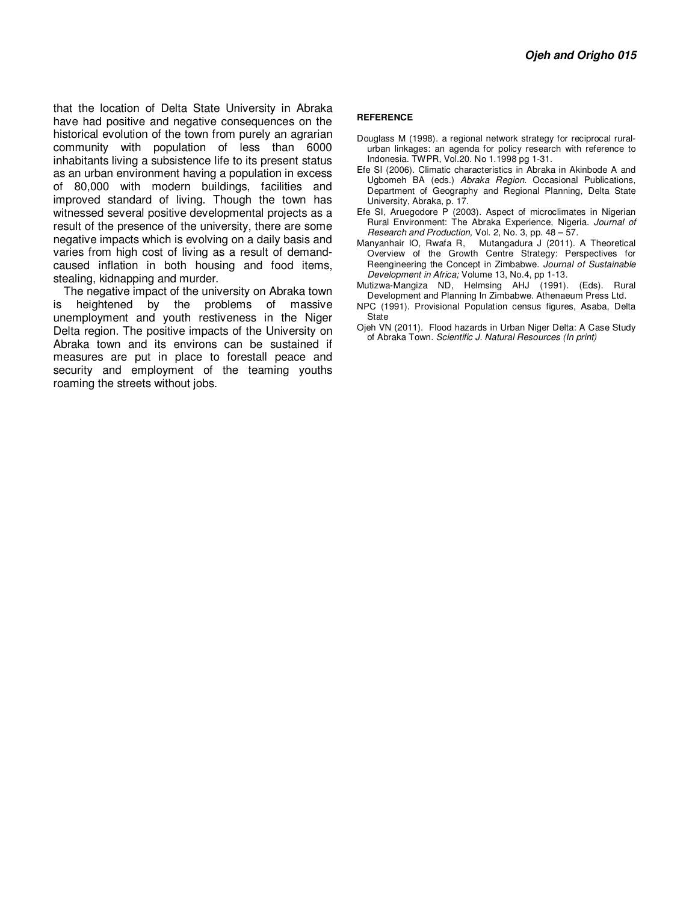that the location of Delta State University in Abraka have had positive and negative consequences on the historical evolution of the town from purely an agrarian community with population of less than 6000 inhabitants living a subsistence life to its present status as an urban environment having a population in excess of 80,000 with modern buildings, facilities and improved standard of living. Though the town has witnessed several positive developmental projects as a result of the presence of the university, there are some negative impacts which is evolving on a daily basis and varies from high cost of living as a result of demand-caused inflation in both housing and food items, stealing, kidnapping and murder.

The negative impact of the university on Abraka town is heightened by the problems of massive unemployment and youth restiveness in the Niger Delta region. The positive impacts of the University on Abraka town and its environs can be sustained if measures are put in place to forestall peace and security and employment of the teaming youths roaming the streets without jobs.

## REFERENCE

Douglass M (1998). a regional network strategy for reciprocal rural-urban linkages: an agenda for policy research with reference to Indonesia. TWPR, Vol.20. No 1.1998 pg 1-31.

Efe SI (2006). Climatic characteristics in Abraka in Akinbode A and Ugbomeh BA (eds.) *Abraka Region*. Occasional Publications, Department of Geography and Regional Planning, Delta State University, Abraka, p. 17.

Efe SI, Aruegodore P (2003). Aspect of microclimates in Nigerian Rural Environment: The Abraka Experience, Nigeria. *Journal of Research and Production,* Vol. 2, No. 3, pp. 48 – 57.

Manyanhair IO, Rwafa R, Mutangadura J (2011). A Theoretical Overview of the Growth Centre Strategy: Perspectives for Reengineering the Concept in Zimbabwe. *Journal of Sustainable Development in Africa;* Volume 13, No.4, pp 1-13.

Mutizwa-Mangiza ND, Helmsing AHJ (1991). (Eds). Rural Development and Planning In Zimbabwe. Athenaeum Press Ltd.

NPC (1991). Provisional Population census figures, Asaba, Delta State

Ojeh VN (2011). Flood hazards in Urban Niger Delta: A Case Study of Abraka Town. *Scientific J. Natural Resources (In print)*